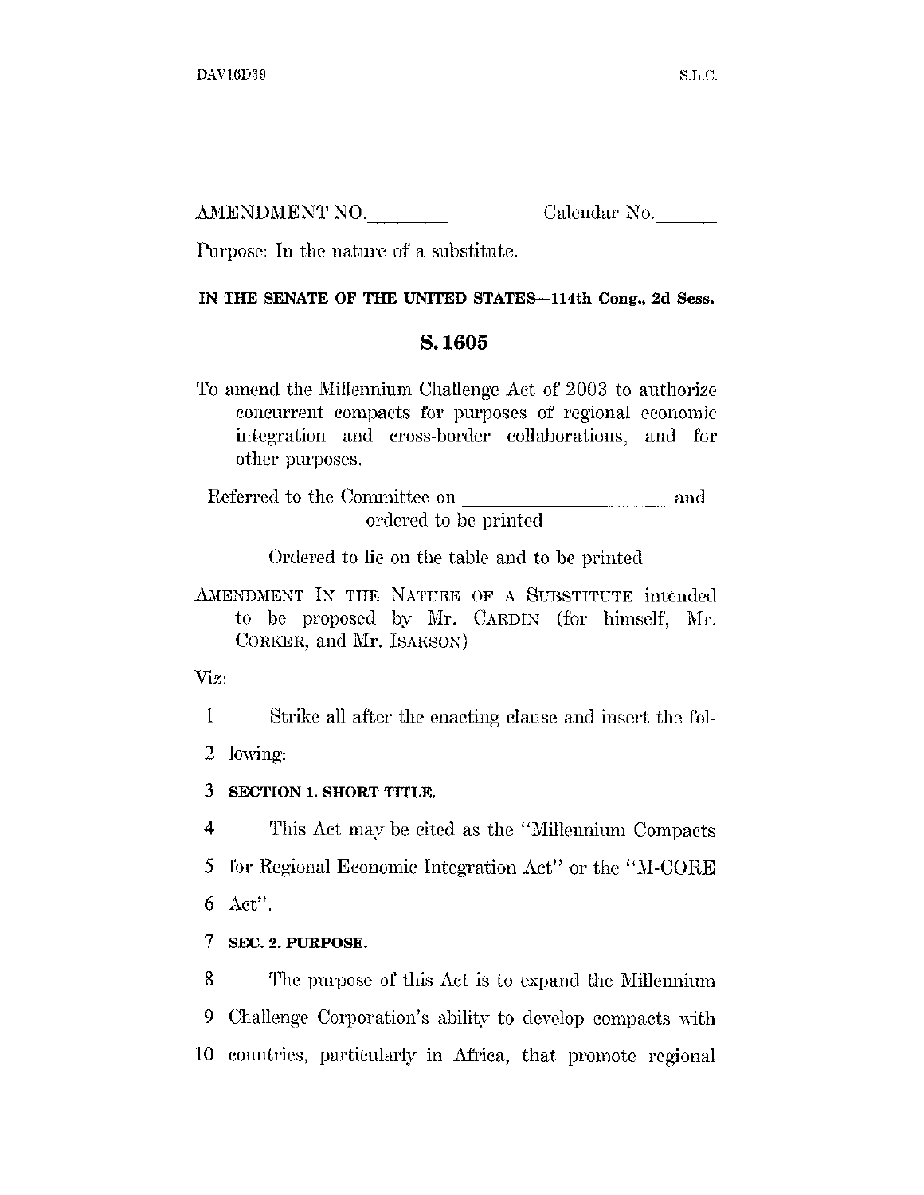AMENDMENT NO.________ Calendar No.______

Purpose: In the nature of a substitute.

**IN THE SENATE OF THE UNITED STATES—114th Cong., 2d Sess.**

## S. 1605

To amend the Millennium Challenge Act of 2003 to authorize concurrent compacts for purposes of regional economic integration and cross-border collaborations, and for other purposes.

Referred to the Committee on ____________________ and ordered to be printed

Ordered to lie on the table and to be printed

AMENDMENT IN THE NATURE OF A SUBSTITUTE intended to be proposed by Mr. CARDIN (for himself, Mr. CORKER, and Mr. ISAKSON)

Viz:

1 Strike all after the enacting clause and insert the fol-
2 lowing:

3 **SECTION 1. SHORT TITLE.**

4 This Act may be cited as the "Millennium Compacts
5 for Regional Economic Integration Act" or the "M-CORE
6 Act".

7 **SEC. 2. PURPOSE.**

8 The purpose of this Act is to expand the Millennium
9 Challenge Corporation's ability to develop compacts with
10 countries, particularly in Africa, that promote regional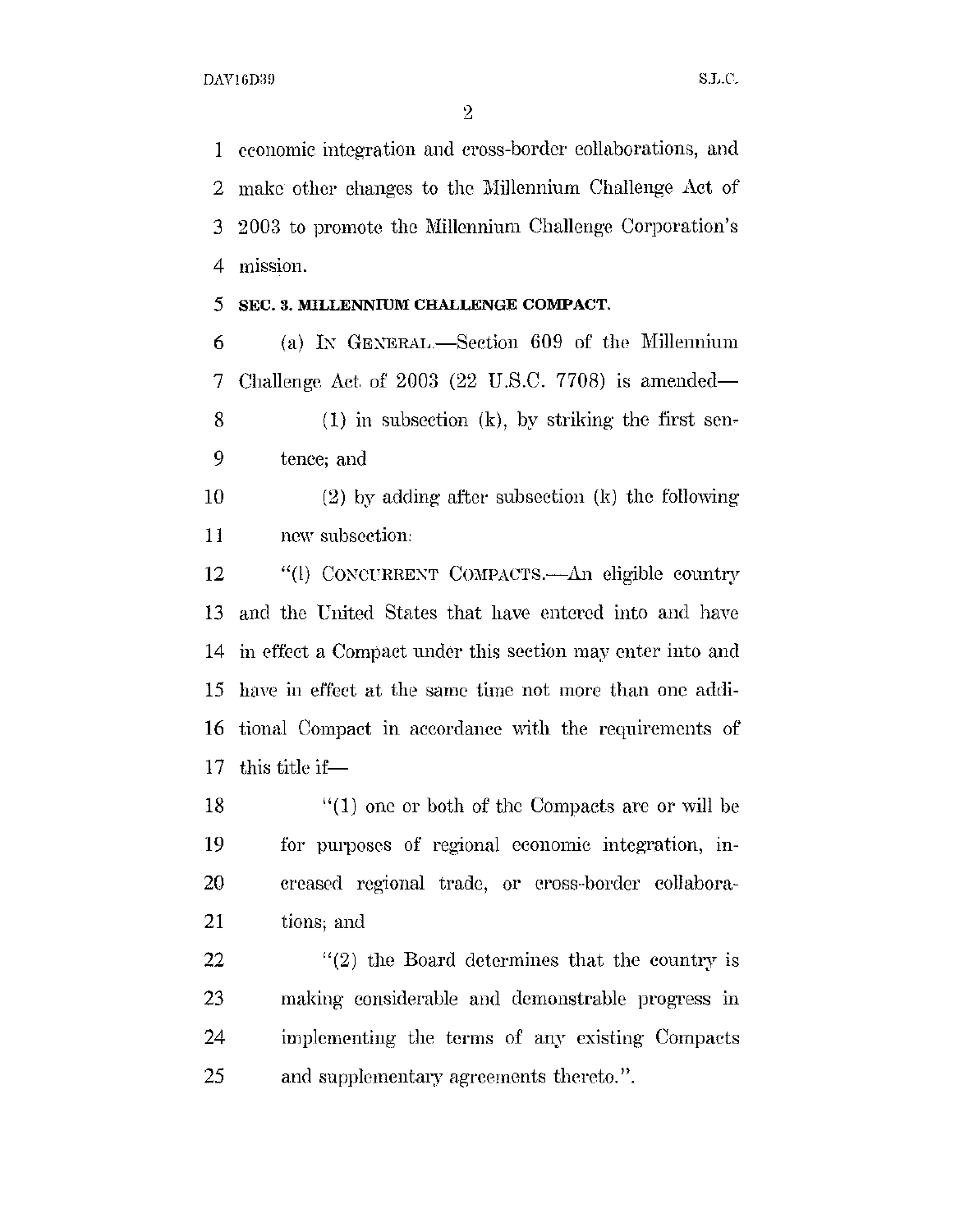economic integration and cross-border collaborations, and make other changes to the Millennium Challenge Act of 2003 to promote the Millennium Challenge Corporation's mission.

**SEC. 3. MILLENNIUM CHALLENGE COMPACT.**

(a) IN GENERAL.—Section 609 of the Millennium Challenge Act of 2003 (22 U.S.C. 7708) is amended—

(1) in subsection (k), by striking the first sentence; and

(2) by adding after subsection (k) the following new subsection:

"(l) CONCURRENT COMPACTS.—An eligible country and the United States that have entered into and have in effect a Compact under this section may enter into and have in effect at the same time not more than one additional Compact in accordance with the requirements of this title if—

"(1) one or both of the Compacts are or will be for purposes of regional economic integration, increased regional trade, or cross-border collaborations; and

"(2) the Board determines that the country is making considerable and demonstrable progress in implementing the terms of any existing Compacts and supplementary agreements thereto.".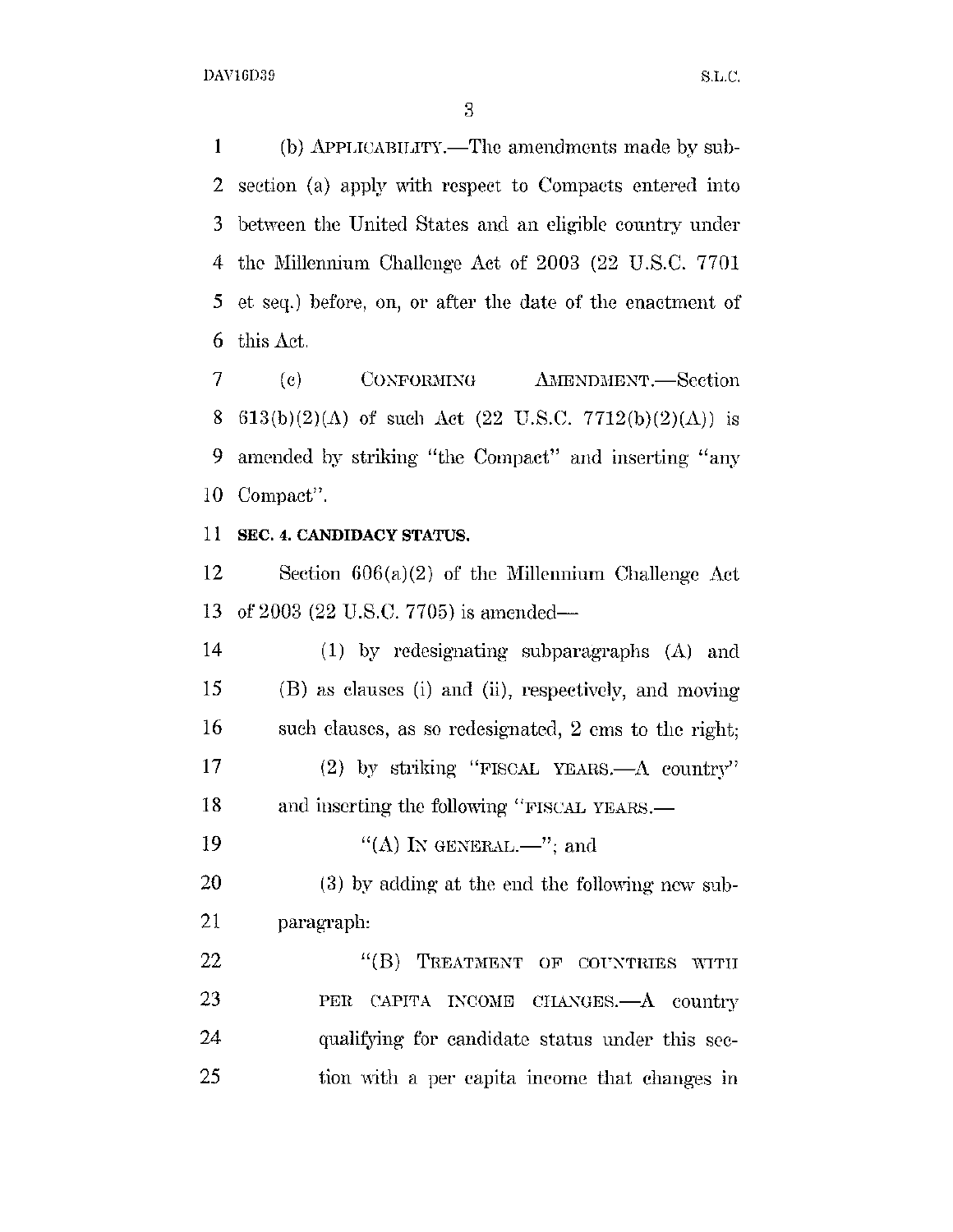(b) APPLICABILITY.—The amendments made by subsection (a) apply with respect to Compacts entered into between the United States and an eligible country under the Millennium Challenge Act of 2003 (22 U.S.C. 7701 et seq.) before, on, or after the date of the enactment of this Act.

(c) CONFORMING AMENDMENT.—Section 613(b)(2)(A) of such Act (22 U.S.C. 7712(b)(2)(A)) is amended by striking "the Compact" and inserting "any Compact".

**SEC. 4. CANDIDACY STATUS.**

Section 606(a)(2) of the Millennium Challenge Act of 2003 (22 U.S.C. 7705) is amended—

(1) by redesignating subparagraphs (A) and (B) as clauses (i) and (ii), respectively, and moving such clauses, as so redesignated, 2 ems to the right;

(2) by striking "FISCAL YEARS.—A country" and inserting the following "FISCAL YEARS.—

"(A) IN GENERAL.—"; and

(3) by adding at the end the following new subparagraph:

"(B) TREATMENT OF COUNTRIES WITH PER CAPITA INCOME CHANGES.—A country qualifying for candidate status under this section with a per capita income that changes in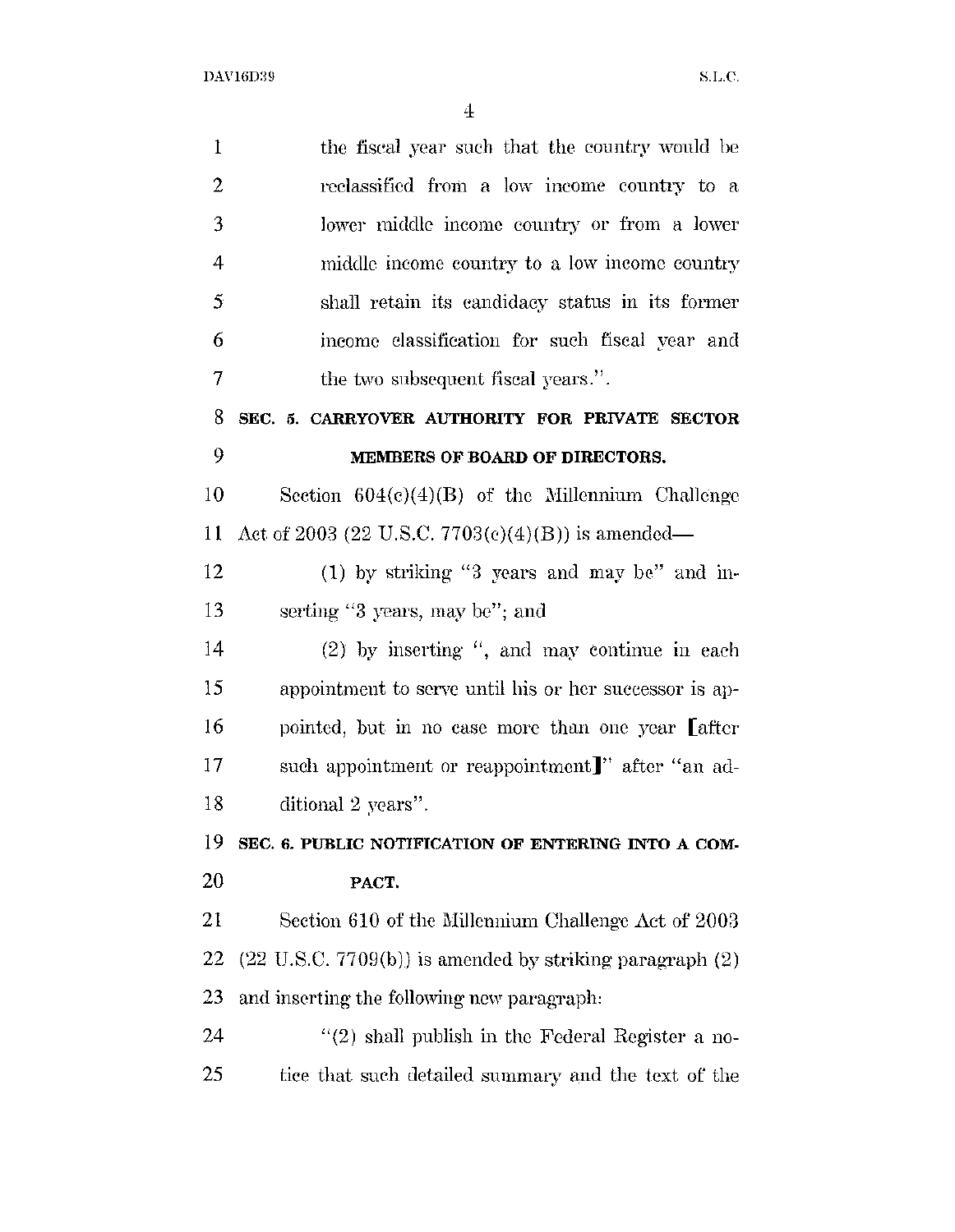the fiscal year such that the country would be reclassified from a low income country to a lower middle income country or from a lower middle income country to a low income country shall retain its candidacy status in its former income classification for such fiscal year and the two subsequent fiscal years.".

**SEC. 5. CARRYOVER AUTHORITY FOR PRIVATE SECTOR MEMBERS OF BOARD OF DIRECTORS.**

Section 604(c)(4)(B) of the Millennium Challenge Act of 2003 (22 U.S.C. 7703(c)(4)(B)) is amended—

(1) by striking "3 years and may be" and inserting "3 years, may be"; and

(2) by inserting ", and may continue in each appointment to serve until his or her successor is appointed, but in no case more than one year [after such appointment or reappointment]" after "an additional 2 years".

**SEC. 6. PUBLIC NOTIFICATION OF ENTERING INTO A COMPACT.**

Section 610 of the Millennium Challenge Act of 2003 (22 U.S.C. 7709(b)) is amended by striking paragraph (2) and inserting the following new paragraph:

"(2) shall publish in the Federal Register a notice that such detailed summary and the text of the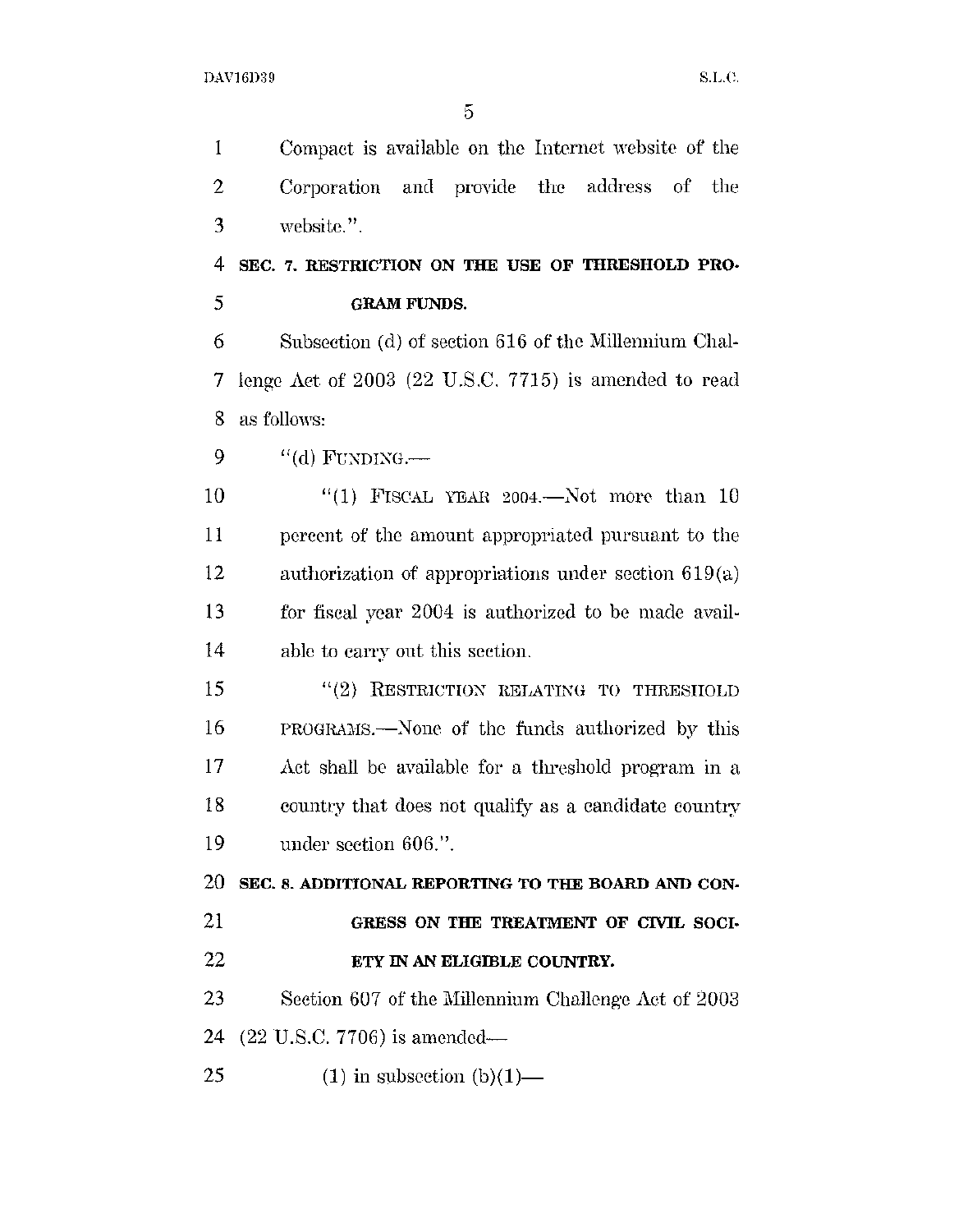Compact is available on the Internet website of the Corporation and provide the address of the website.".

**SEC. 7. RESTRICTION ON THE USE OF THRESHOLD PROGRAM FUNDS.**

Subsection (d) of section 616 of the Millennium Challenge Act of 2003 (22 U.S.C. 7715) is amended to read as follows:

"(d) FUNDING.—

"(1) FISCAL YEAR 2004.—Not more than 10 percent of the amount appropriated pursuant to the authorization of appropriations under section 619(a) for fiscal year 2004 is authorized to be made available to carry out this section.

"(2) RESTRICTION RELATING TO THRESHOLD PROGRAMS.—None of the funds authorized by this Act shall be available for a threshold program in a country that does not qualify as a candidate country under section 606.".

**SEC. 8. ADDITIONAL REPORTING TO THE BOARD AND CONGRESS ON THE TREATMENT OF CIVIL SOCIETY IN AN ELIGIBLE COUNTRY.**

Section 607 of the Millennium Challenge Act of 2003 (22 U.S.C. 7706) is amended—

(1) in subsection (b)(1)—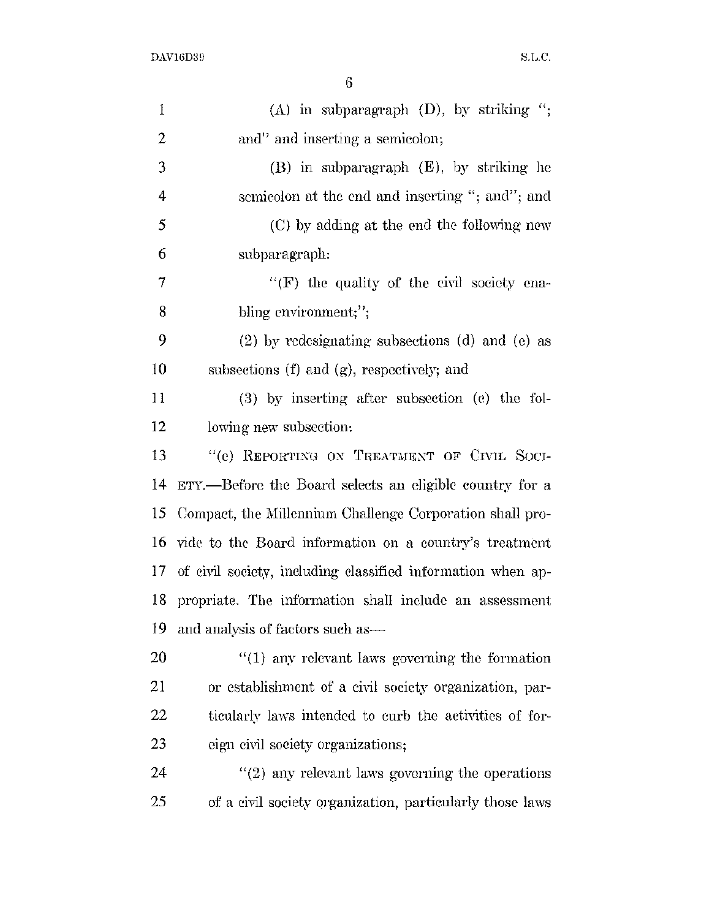(A) in subparagraph (D), by striking "; and" and inserting a semicolon;

(B) in subparagraph (E), by striking he semicolon at the end and inserting "; and"; and

(C) by adding at the end the following new subparagraph:

"(F) the quality of the civil society enabling environment;";

(2) by redesignating subsections (d) and (e) as subsections (f) and (g), respectively; and

(3) by inserting after subsection (c) the following new subsection:

"(e) REPORTING ON TREATMENT OF CIVIL SOCIETY.—Before the Board selects an eligible country for a Compact, the Millennium Challenge Corporation shall provide to the Board information on a country's treatment of civil society, including classified information when appropriate. The information shall include an assessment and analysis of factors such as—

"(1) any relevant laws governing the formation or establishment of a civil society organization, particularly laws intended to curb the activities of foreign civil society organizations;

"(2) any relevant laws governing the operations of a civil society organization, particularly those laws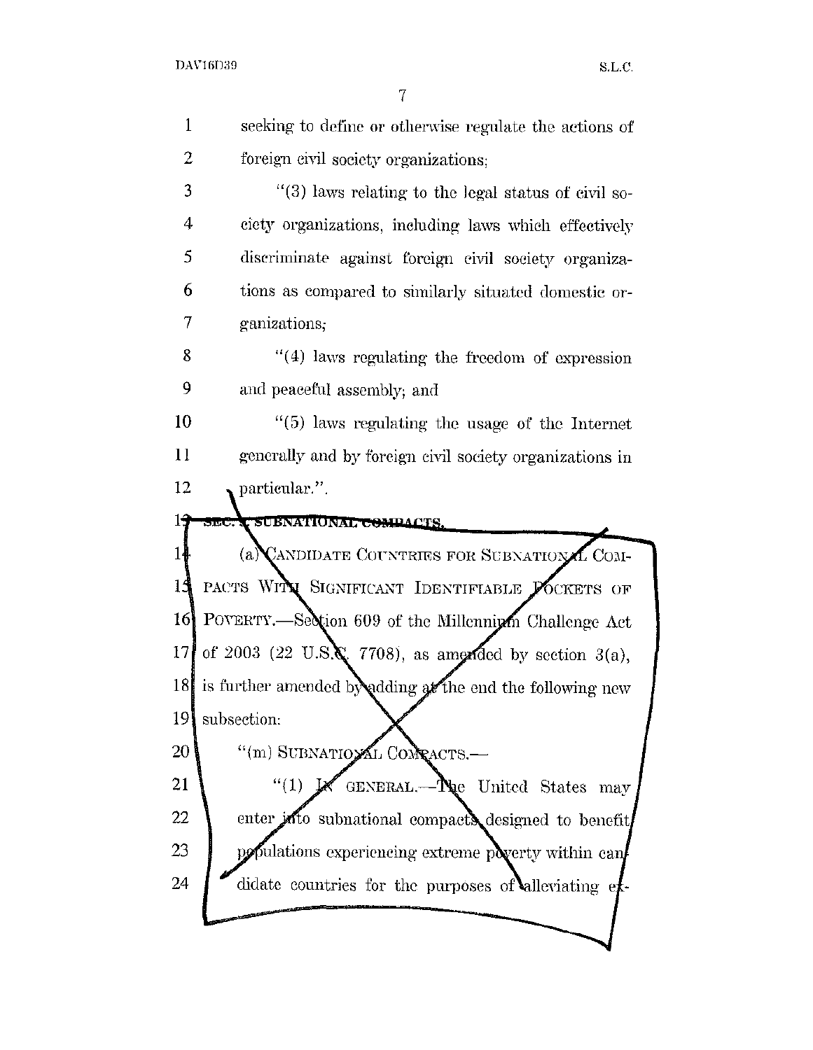seeking to define or otherwise regulate the actions of foreign civil society organizations;

"(3) laws relating to the legal status of civil society organizations, including laws which effectively discriminate against foreign civil society organizations as compared to similarly situated domestic organizations;

"(4) laws regulating the freedom of expression and peaceful assembly; and

"(5) laws regulating the usage of the Internet generally and by foreign civil society organizations in particular.".

SEC. 5. SUBNATIONAL COMPACTS.

(a) CANDIDATE COUNTRIES FOR SUBNATIONAL COMPACTS WITH SIGNIFICANT IDENTIFIABLE POCKETS OF POVERTY.—Section 609 of the Millennium Challenge Act of 2003 (22 U.S.C. 7708), as amended by section 3(a), is further amended by adding at the end the following new subsection:

"(m) SUBNATIONAL COMPACTS.—

"(1) IN GENERAL.—The United States may enter into subnational compacts designed to benefit populations experiencing extreme poverty within candidate countries for the purposes of alleviating ex-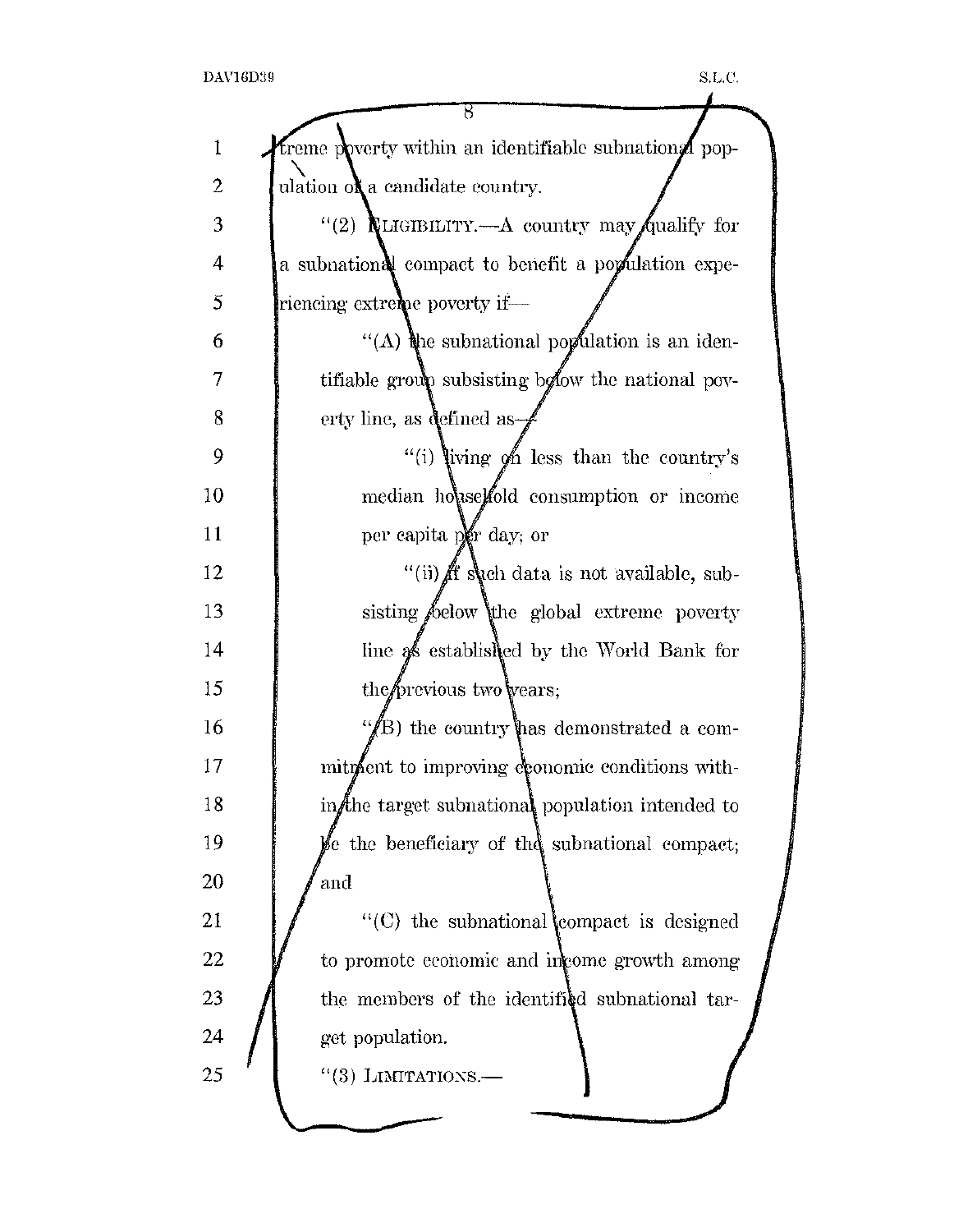treme poverty within an identifiable subnational population of a candidate country.

"(2) ELIGIBILITY.—A country may qualify for a subnational compact to benefit a population experiencing extreme poverty if—

"(A) the subnational population is an identifiable group subsisting below the national poverty line, as defined as—

"(i) living on less than the country's median household consumption or income per capita per day; or

"(ii) if such data is not available, subsisting below the global extreme poverty line as established by the World Bank for the previous two years;

"(B) the country has demonstrated a commitment to improving economic conditions within the target subnational population intended to be the beneficiary of the subnational compact; and

"(C) the subnational compact is designed to promote economic and income growth among the members of the identified subnational target population.

"(3) LIMITATIONS.—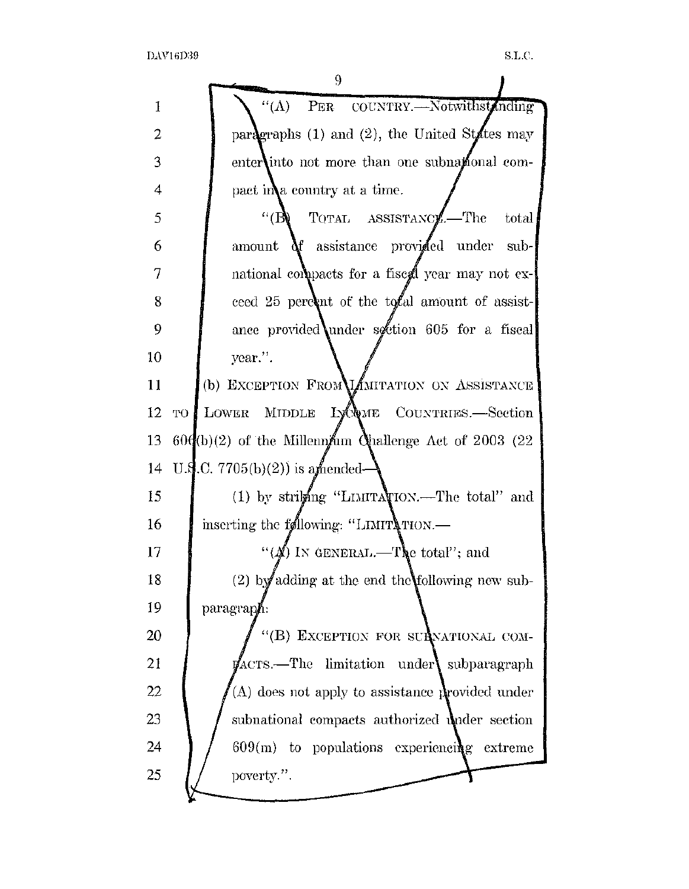1 "(A) PER COUNTRY.—Notwithstanding
2 paragraphs (1) and (2), the United States may
3 enter into not more than one subnational com-
4 pact in a country at a time.
5 "(B) TOTAL ASSISTANCE.—The total
6 amount of assistance provided under sub-
7 national compacts for a fiscal year may not ex-
8 ceed 25 percent of the total amount of assist-
9 ance provided under section 605 for a fiscal
10 year.".
11 (b) EXCEPTION FROM LIMITATION ON ASSISTANCE
12 TO LOWER MIDDLE INCOME COUNTRIES.—Section
13 606(b)(2) of the Millennium Challenge Act of 2003 (22
14 U.S.C. 7705(b)(2)) is amended—
15 (1) by striking "LIMITATION.—The total" and
16 inserting the following: "LIMITATION.—
17 "(A) IN GENERAL.—The total"; and
18 (2) by adding at the end the following new sub-
19 paragraph:
20 "(B) EXCEPTION FOR SUBNATIONAL COM-
21 PACTS.—The limitation under subparagraph
22 (A) does not apply to assistance provided under
23 subnational compacts authorized under section
24 609(m) to populations experiencing extreme
25 poverty.".